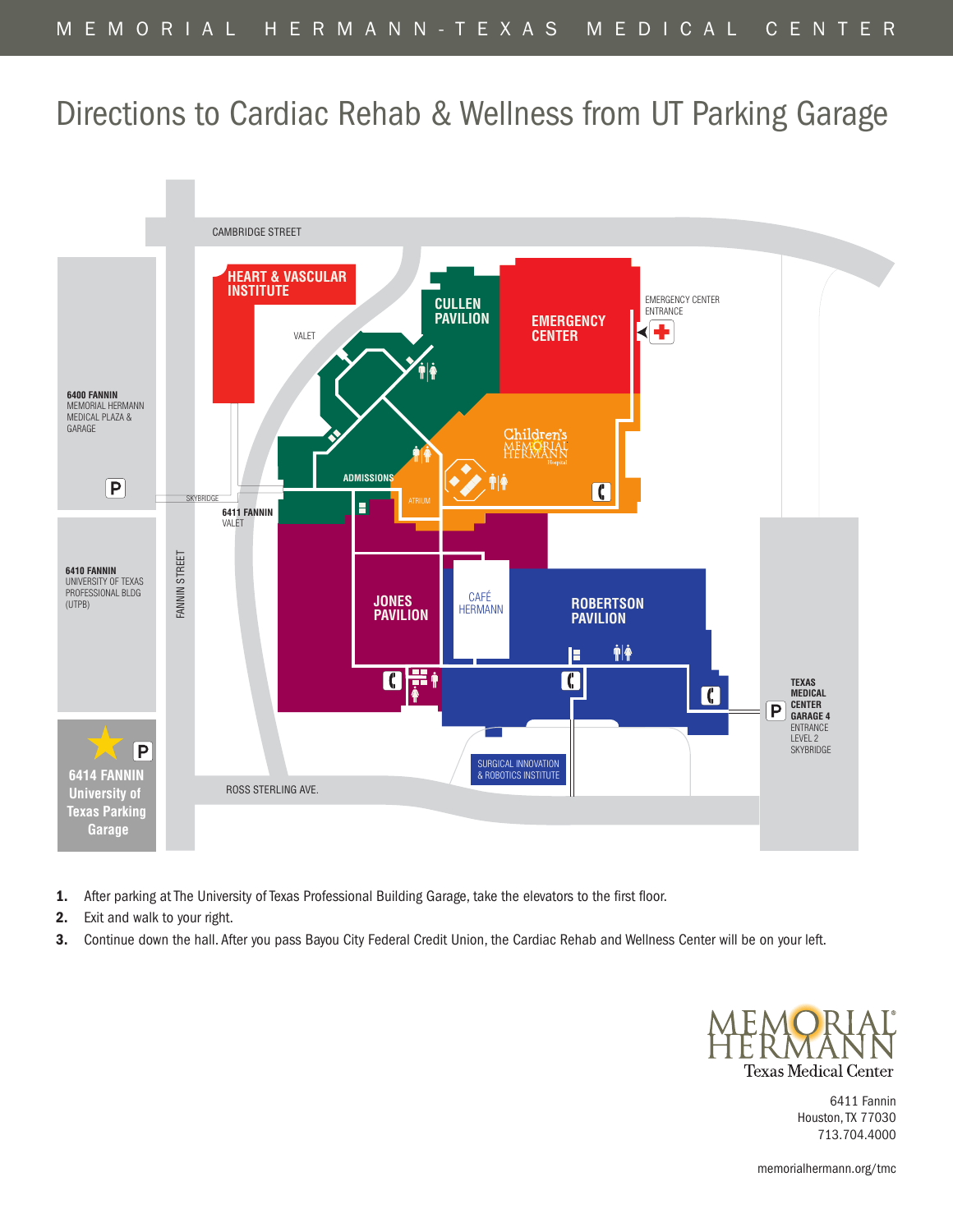MEMORIAL HERMANN-TEXAS MEDICAL CENTER

# Directions to Cardiac Rehab & Wellness from UT Parking Garage

CAMBRIDGE STREET

HEART & VASCULAR INSTITUTE

VALET

CULLEN PAVILION

EMERGENCY CENTER

EMERGENCY CENTER ENTRANCE

6400 FANNIN
MEMORIAL HERMANN MEDICAL PLAZA & GARAGE

Children's Memorial Hermann Hospital

ADMISSIONS

ATRIUM

SKYBRIDGE

6411 FANNIN
VALET

6410 FANNIN
UNIVERSITY OF TEXAS PROFESSIONAL BLDG (UTPB)

FANNIN STREET

JONES PAVILION

CAFÉ HERMANN

ROBERTSON PAVILION

TEXAS MEDICAL CENTER GARAGE 4
ENTRANCE LEVEL 2 SKYBRIDGE

6414 FANNIN
University of Texas Parking Garage

SURGICAL INNOVATION & ROBOTICS INSTITUTE

ROSS STERLING AVE.

1. After parking at The University of Texas Professional Building Garage, take the elevators to the first floor.
2. Exit and walk to your right.
3. Continue down the hall. After you pass Bayou City Federal Credit Union, the Cardiac Rehab and Wellness Center will be on your left.

MEMORIAL HERMANN
Texas Medical Center

6411 Fannin
Houston, TX 77030
713.704.4000

memorialhermann.org/tmc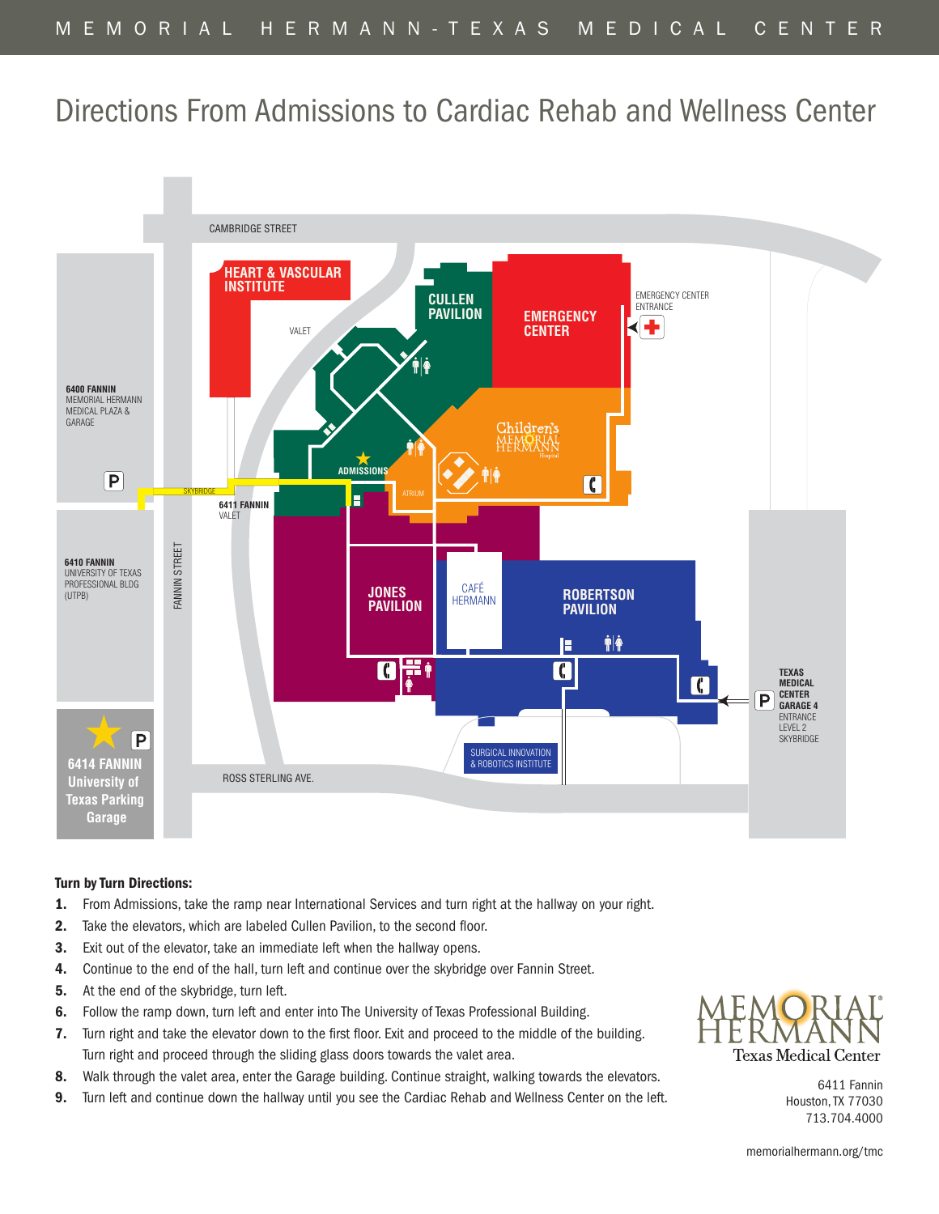MEMORIAL HERMANN-TEXAS MEDICAL CENTER

# Directions From Admissions to Cardiac Rehab and Wellness Center

CAMBRIDGE STREET

HEART & VASCULAR INSTITUTE

VALET

CULLEN PAVILION

EMERGENCY CENTER

EMERGENCY CENTER ENTRANCE

6400 FANNIN
MEMORIAL HERMANN MEDICAL PLAZA & GARAGE

Children's Memorial Hermann Hospital

ADMISSIONS

SKYBRIDGE

6411 FANNIN
VALET

ATRIUM

6410 FANNIN
UNIVERSITY OF TEXAS PROFESSIONAL BLDG (UTPB)

FANNIN STREET

JONES PAVILION

CAFÉ HERMANN

ROBERTSON PAVILION

TEXAS MEDICAL CENTER GARAGE 4
ENTRANCE LEVEL 2 SKYBRIDGE

6414 FANNIN
University of Texas Parking Garage

SURGICAL INNOVATION & ROBOTICS INSTITUTE

ROSS STERLING AVE.

**Turn by Turn Directions:**

1. From Admissions, take the ramp near International Services and turn right at the hallway on your right.
2. Take the elevators, which are labeled Cullen Pavilion, to the second floor.
3. Exit out of the elevator, take an immediate left when the hallway opens.
4. Continue to the end of the hall, turn left and continue over the skybridge over Fannin Street.
5. At the end of the skybridge, turn left.
6. Follow the ramp down, turn left and enter into The University of Texas Professional Building.
7. Turn right and take the elevator down to the first floor. Exit and proceed to the middle of the building. Turn right and proceed through the sliding glass doors towards the valet area.
8. Walk through the valet area, enter the Garage building. Continue straight, walking towards the elevators.
9. Turn left and continue down the hallway until you see the Cardiac Rehab and Wellness Center on the left.

MEMORIAL HERMANN
Texas Medical Center

6411 Fannin
Houston, TX 77030
713.704.4000

memorialhermann.org/tmc